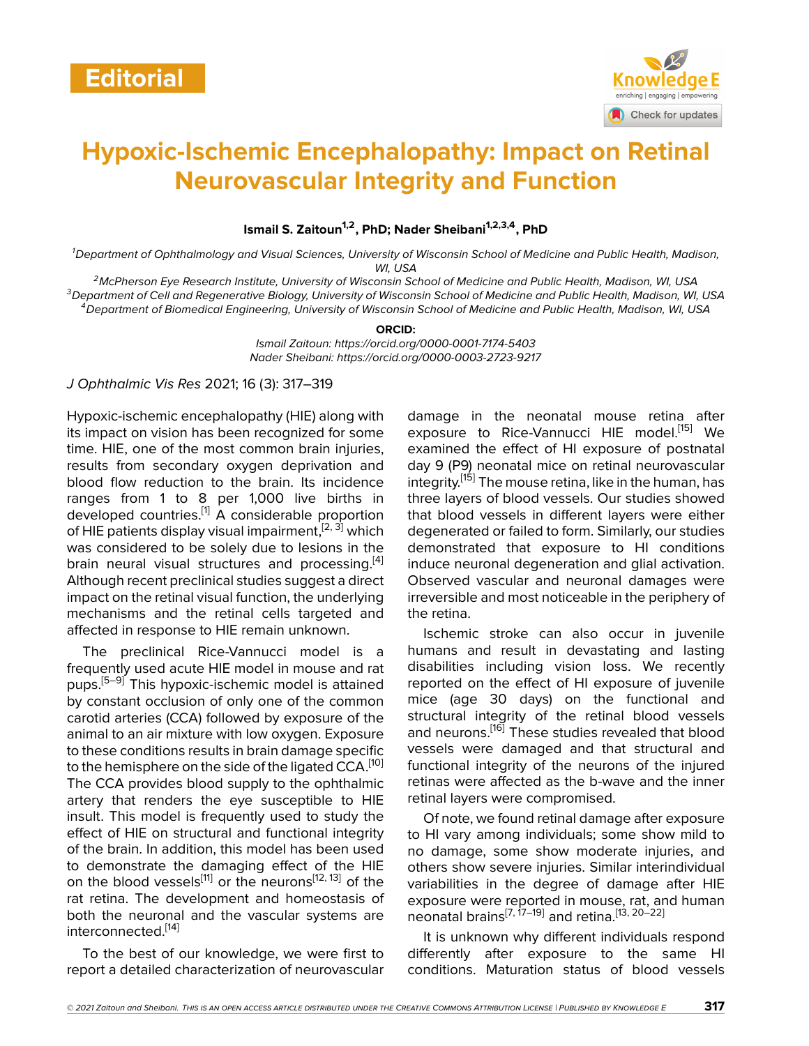Editorial

# Hypoxic-Ischemic Encephalopathy: Impact on Retinal Neurovascular Integrity and Function

**Ismail S. Zaitoun[1,2], PhD; Nader Sheibani[1,2,3,4], PhD**

[1]*Department of Ophthalmology and Visual Sciences, University of Wisconsin School of Medicine and Public Health, Madison, WI, USA*
[2]*McPherson Eye Research Institute, University of Wisconsin School of Medicine and Public Health, Madison, WI, USA*
[3]*Department of Cell and Regenerative Biology, University of Wisconsin School of Medicine and Public Health, Madison, WI, USA*
[4]*Department of Biomedical Engineering, University of Wisconsin School of Medicine and Public Health, Madison, WI, USA*

**ORCID:**
*Ismail Zaitoun: https://orcid.org/0000-0001-7174-5403*
*Nader Sheibani: https://orcid.org/0000-0003-2723-9217*

*J Ophthalmic Vis Res* 2021; 16 (3): 317–319

Hypoxic-ischemic encephalopathy (HIE) along with its impact on vision has been recognized for some time. HIE, one of the most common brain injuries, results from secondary oxygen deprivation and blood flow reduction to the brain. Its incidence ranges from 1 to 8 per 1,000 live births in developed countries.[1] A considerable proportion of HIE patients display visual impairment,[2, 3] which was considered to be solely due to lesions in the brain neural visual structures and processing.[4] Although recent preclinical studies suggest a direct impact on the retinal visual function, the underlying mechanisms and the retinal cells targeted and affected in response to HIE remain unknown.

The preclinical Rice-Vannucci model is a frequently used acute HIE model in mouse and rat pups.[5–9] This hypoxic-ischemic model is attained by constant occlusion of only one of the common carotid arteries (CCA) followed by exposure of the animal to an air mixture with low oxygen. Exposure to these conditions results in brain damage specific to the hemisphere on the side of the ligated CCA.[10] The CCA provides blood supply to the ophthalmic artery that renders the eye susceptible to HIE insult. This model is frequently used to study the effect of HIE on structural and functional integrity of the brain. In addition, this model has been used to demonstrate the damaging effect of the HIE on the blood vessels[11] or the neurons[12, 13] of the rat retina. The development and homeostasis of both the neuronal and the vascular systems are interconnected.[14]

To the best of our knowledge, we were first to report a detailed characterization of neurovascular damage in the neonatal mouse retina after exposure to Rice-Vannucci HIE model.[15] We examined the effect of HI exposure of postnatal day 9 (P9) neonatal mice on retinal neurovascular integrity.[15] The mouse retina, like in the human, has three layers of blood vessels. Our studies showed that blood vessels in different layers were either degenerated or failed to form. Similarly, our studies demonstrated that exposure to HI conditions induce neuronal degeneration and glial activation. Observed vascular and neuronal damages were irreversible and most noticeable in the periphery of the retina.

Ischemic stroke can also occur in juvenile humans and result in devastating and lasting disabilities including vision loss. We recently reported on the effect of HI exposure of juvenile mice (age 30 days) on the functional and structural integrity of the retinal blood vessels and neurons.[16] These studies revealed that blood vessels were damaged and that structural and functional integrity of the neurons of the injured retinas were affected as the b-wave and the inner retinal layers were compromised.

Of note, we found retinal damage after exposure to HI vary among individuals; some show mild to no damage, some show moderate injuries, and others show severe injuries. Similar interindividual variabilities in the degree of damage after HIE exposure were reported in mouse, rat, and human neonatal brains[7, 17–19] and retina.[13, 20–22]

It is unknown why different individuals respond differently after exposure to the same HI conditions. Maturation status of blood vessels

© 2021 Zaitoun and Sheibani. This is an open access article distributed under the Creative Commons Attribution License | Published by Knowledge E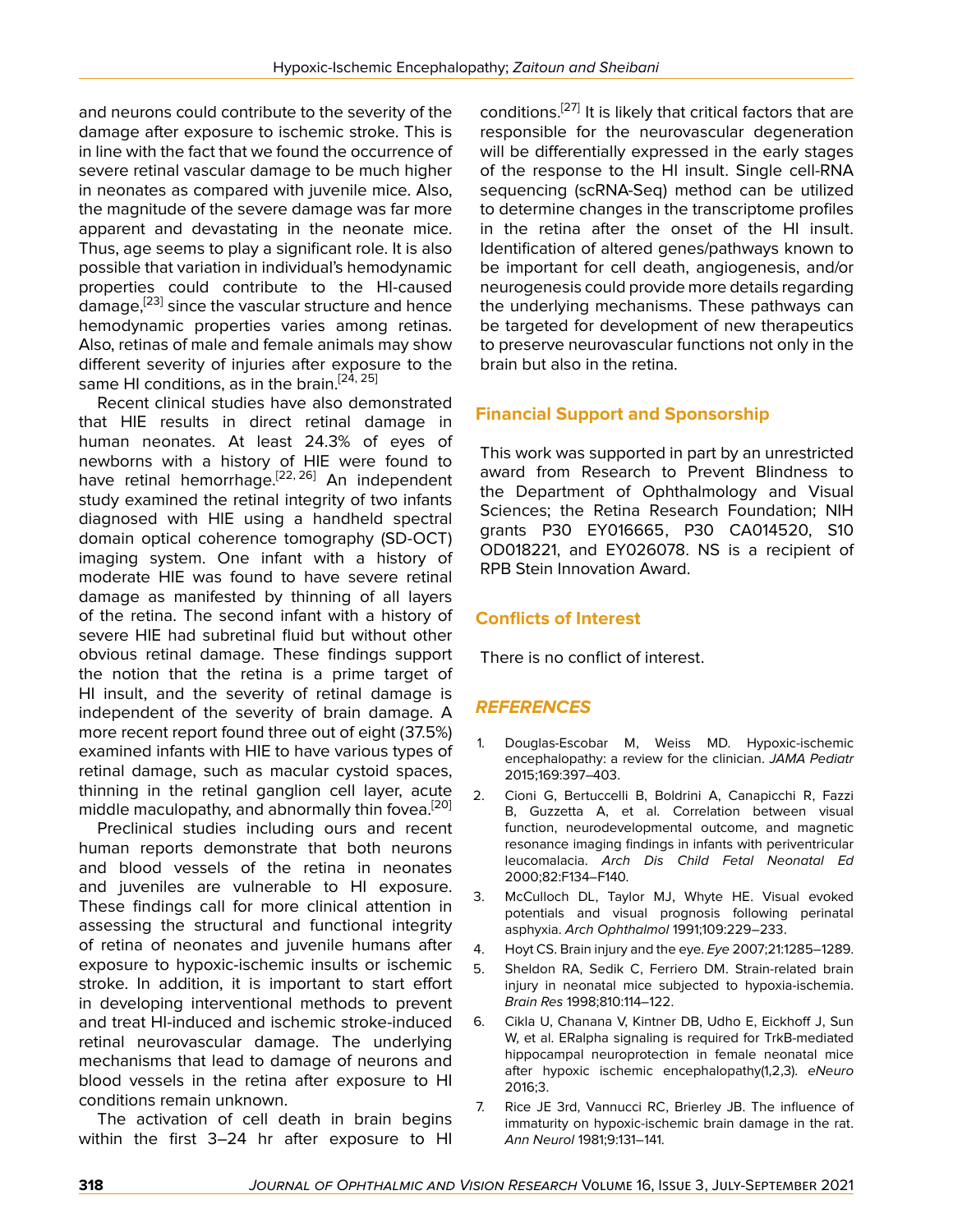and neurons could contribute to the severity of the damage after exposure to ischemic stroke. This is in line with the fact that we found the occurrence of severe retinal vascular damage to be much higher in neonates as compared with juvenile mice. Also, the magnitude of the severe damage was far more apparent and devastating in the neonate mice. Thus, age seems to play a significant role. It is also possible that variation in individual's hemodynamic properties could contribute to the HI-caused damage,[23] since the vascular structure and hence hemodynamic properties varies among retinas. Also, retinas of male and female animals may show different severity of injuries after exposure to the same HI conditions, as in the brain.[24, 25]

Recent clinical studies have also demonstrated that HIE results in direct retinal damage in human neonates. At least 24.3% of eyes of newborns with a history of HIE were found to have retinal hemorrhage.[22, 26] An independent study examined the retinal integrity of two infants diagnosed with HIE using a handheld spectral domain optical coherence tomography (SD-OCT) imaging system. One infant with a history of moderate HIE was found to have severe retinal damage as manifested by thinning of all layers of the retina. The second infant with a history of severe HIE had subretinal fluid but without other obvious retinal damage. These findings support the notion that the retina is a prime target of HI insult, and the severity of retinal damage is independent of the severity of brain damage. A more recent report found three out of eight (37.5%) examined infants with HIE to have various types of retinal damage, such as macular cystoid spaces, thinning in the retinal ganglion cell layer, acute middle maculopathy, and abnormally thin fovea.[20]

Preclinical studies including ours and recent human reports demonstrate that both neurons and blood vessels of the retina in neonates and juveniles are vulnerable to HI exposure. These findings call for more clinical attention in assessing the structural and functional integrity of retina of neonates and juvenile humans after exposure to hypoxic-ischemic insults or ischemic stroke. In addition, it is important to start effort in developing interventional methods to prevent and treat HI-induced and ischemic stroke-induced retinal neurovascular damage. The underlying mechanisms that lead to damage of neurons and blood vessels in the retina after exposure to HI conditions remain unknown.

The activation of cell death in brain begins within the first 3–24 hr after exposure to HI conditions.[27] It is likely that critical factors that are responsible for the neurovascular degeneration will be differentially expressed in the early stages of the response to the HI insult. Single cell-RNA sequencing (scRNA-Seq) method can be utilized to determine changes in the transcriptome profiles in the retina after the onset of the HI insult. Identification of altered genes/pathways known to be important for cell death, angiogenesis, and/or neurogenesis could provide more details regarding the underlying mechanisms. These pathways can be targeted for development of new therapeutics to preserve neurovascular functions not only in the brain but also in the retina.

## Financial Support and Sponsorship

This work was supported in part by an unrestricted award from Research to Prevent Blindness to the Department of Ophthalmology and Visual Sciences; the Retina Research Foundation; NIH grants P30 EY016665, P30 CA014520, S10 OD018221, and EY026078. NS is a recipient of RPB Stein Innovation Award.

## Conflicts of Interest

There is no conflict of interest.

## REFERENCES

1. Douglas-Escobar M, Weiss MD. Hypoxic-ischemic encephalopathy: a review for the clinician. *JAMA Pediatr* 2015;169:397–403.
2. Cioni G, Bertuccelli B, Boldrini A, Canapicchi R, Fazzi B, Guzzetta A, et al. Correlation between visual function, neurodevelopmental outcome, and magnetic resonance imaging findings in infants with periventricular leucomalacia. *Arch Dis Child Fetal Neonatal Ed* 2000;82:F134–F140.
3. McCulloch DL, Taylor MJ, Whyte HE. Visual evoked potentials and visual prognosis following perinatal asphyxia. *Arch Ophthalmol* 1991;109:229–233.
4. Hoyt CS. Brain injury and the eye. *Eye* 2007;21:1285–1289.
5. Sheldon RA, Sedik C, Ferriero DM. Strain-related brain injury in neonatal mice subjected to hypoxia-ischemia. *Brain Res* 1998;810:114–122.
6. Cikla U, Chanana V, Kintner DB, Udho E, Eickhoff J, Sun W, et al. ERalpha signaling is required for TrkB-mediated hippocampal neuroprotection in female neonatal mice after hypoxic ischemic encephalopathy(1,2,3). *eNeuro* 2016;3.
7. Rice JE 3rd, Vannucci RC, Brierley JB. The influence of immaturity on hypoxic-ischemic brain damage in the rat. *Ann Neurol* 1981;9:131–141.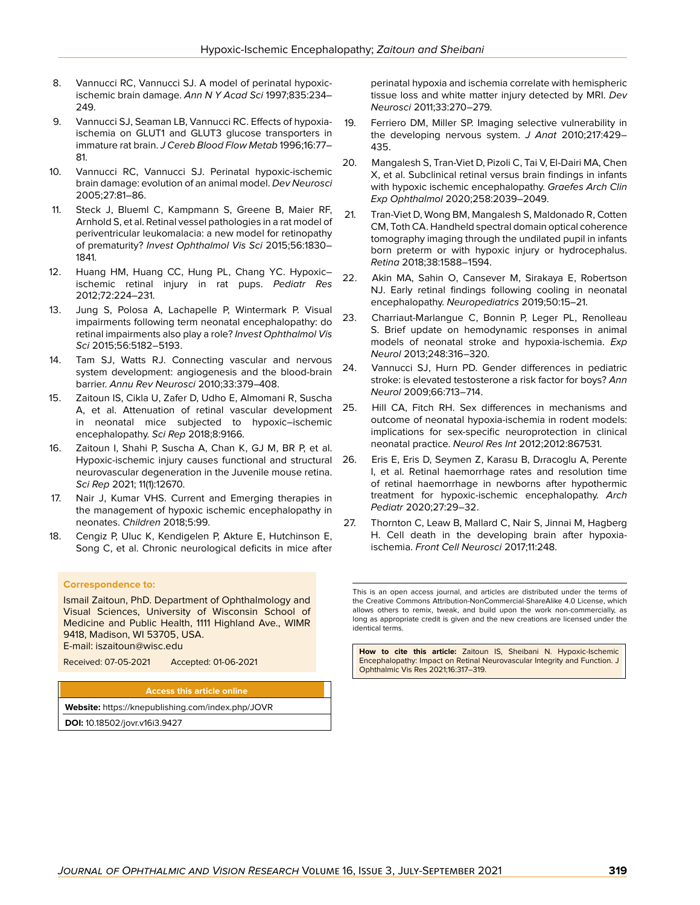8. Vannucci RC, Vannucci SJ. A model of perinatal hypoxic-ischemic brain damage. *Ann N Y Acad Sci* 1997;835:234–249.
9. Vannucci SJ, Seaman LB, Vannucci RC. Effects of hypoxia-ischemia on GLUT1 and GLUT3 glucose transporters in immature rat brain. *J Cereb Blood Flow Metab* 1996;16:77–81.
10. Vannucci RC, Vannucci SJ. Perinatal hypoxic-ischemic brain damage: evolution of an animal model. *Dev Neurosci* 2005;27:81–86.
11. Steck J, Blueml C, Kampmann S, Greene B, Maier RF, Arnhold S, et al. Retinal vessel pathologies in a rat model of periventricular leukomalacia: a new model for retinopathy of prematurity? *Invest Ophthalmol Vis Sci* 2015;56:1830–1841.
12. Huang HM, Huang CC, Hung PL, Chang YC. Hypoxic–ischemic retinal injury in rat pups. *Pediatr Res* 2012;72:224–231.
13. Jung S, Polosa A, Lachapelle P, Wintermark P. Visual impairments following term neonatal encephalopathy: do retinal impairments also play a role? *Invest Ophthalmol Vis Sci* 2015;56:5182–5193.
14. Tam SJ, Watts RJ. Connecting vascular and nervous system development: angiogenesis and the blood-brain barrier. *Annu Rev Neurosci* 2010;33:379–408.
15. Zaitoun IS, Cikla U, Zafer D, Udho E, Almomani R, Suscha A, et al. Attenuation of retinal vascular development in neonatal mice subjected to hypoxic–ischemic encephalopathy. *Sci Rep* 2018;8:9166.
16. Zaitoun I, Shahi P, Suscha A, Chan K, GJ M, BR P, et al. Hypoxic-ischemic injury causes functional and structural neurovascular degeneration in the Juvenile mouse retina. *Sci Rep* 2021; 11(1):12670.
17. Nair J, Kumar VHS. Current and Emerging therapies in the management of hypoxic ischemic encephalopathy in neonates. *Children* 2018;5:99.
18. Cengiz P, Uluc K, Kendigelen P, Akture E, Hutchinson E, Song C, et al. Chronic neurological deficits in mice after perinatal hypoxia and ischemia correlate with hemispheric tissue loss and white matter injury detected by MRI. *Dev Neurosci* 2011;33:270–279.
19. Ferriero DM, Miller SP. Imaging selective vulnerability in the developing nervous system. *J Anat* 2010;217:429–435.
20. Mangalesh S, Tran-Viet D, Pizoli C, Tai V, El-Dairi MA, Chen X, et al. Subclinical retinal versus brain findings in infants with hypoxic ischemic encephalopathy. *Graefes Arch Clin Exp Ophthalmol* 2020;258:2039–2049.
21. Tran-Viet D, Wong BM, Mangalesh S, Maldonado R, Cotten CM, Toth CA. Handheld spectral domain optical coherence tomography imaging through the undilated pupil in infants born preterm or with hypoxic injury or hydrocephalus. *Retina* 2018;38:1588–1594.
22. Akin MA, Sahin O, Cansever M, Sirakaya E, Robertson NJ. Early retinal findings following cooling in neonatal encephalopathy. *Neuropediatrics* 2019;50:15–21.
23. Charriaut-Marlangue C, Bonnin P, Leger PL, Renolleau S. Brief update on hemodynamic responses in animal models of neonatal stroke and hypoxia-ischemia. *Exp Neurol* 2013;248:316–320.
24. Vannucci SJ, Hurn PD. Gender differences in pediatric stroke: is elevated testosterone a risk factor for boys? *Ann Neurol* 2009;66:713–714.
25. Hill CA, Fitch RH. Sex differences in mechanisms and outcome of neonatal hypoxia-ischemia in rodent models: implications for sex-specific neuroprotection in clinical neonatal practice. *Neurol Res Int* 2012;2012:867531.
26. Eris E, Eris D, Seymen Z, Karasu B, Dıracoglu A, Perente I, et al. Retinal haemorrhage rates and resolution time of retinal haemorrhage in newborns after hypothermic treatment for hypoxic-ischemic encephalopathy. *Arch Pediatr* 2020;27:29–32.
27. Thornton C, Leaw B, Mallard C, Nair S, Jinnai M, Hagberg H. Cell death in the developing brain after hypoxia-ischemia. *Front Cell Neurosci* 2017;11:248.

**Correspondence to:**

Ismail Zaitoun, PhD. Department of Ophthalmology and Visual Sciences, University of Wisconsin School of Medicine and Public Health, 1111 Highland Ave., WIMR 9418, Madison, WI 53705, USA.
E-mail: iszaitoun@wisc.edu

Received: 07-05-2021 Accepted: 01-06-2021

**Access this article online**

**Website:** https://knepublishing.com/index.php/JOVR

**DOI:** 10.18502/jovr.v16i3.9427

This is an open access journal, and articles are distributed under the terms of the Creative Commons Attribution-NonCommercial-ShareAlike 4.0 License, which allows others to remix, tweak, and build upon the work non-commercially, as long as appropriate credit is given and the new creations are licensed under the identical terms.

**How to cite this article:** Zaitoun IS, Sheibani N. Hypoxic-Ischemic Encephalopathy: Impact on Retinal Neurovascular Integrity and Function. J Ophthalmic Vis Res 2021;16:317–319.